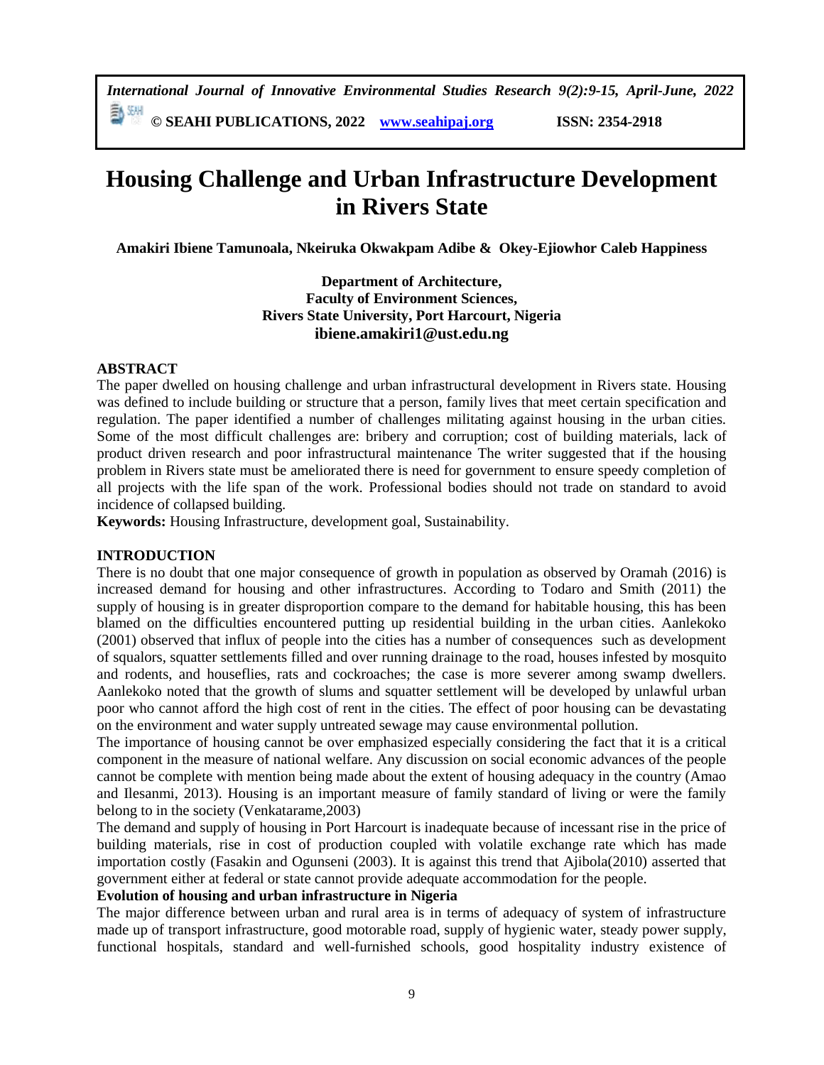# Housing Challenge and Urban Infrastructure Development in Rivers State

**Amakiri Ibiene Tamunoala, Nkeiruka Okwakpam Adibe & Okey-Ejiowhor Caleb Happiness**

**Department of Architecture,**
**Faculty of Environment Sciences,**
**Rivers State University, Port Harcourt, Nigeria**
**ibiene.amakiri1@ust.edu.ng**

## ABSTRACT

The paper dwelled on housing challenge and urban infrastructural development in Rivers state. Housing was defined to include building or structure that a person, family lives that meet certain specification and regulation. The paper identified a number of challenges militating against housing in the urban cities. Some of the most difficult challenges are: bribery and corruption; cost of building materials, lack of product driven research and poor infrastructural maintenance The writer suggested that if the housing problem in Rivers state must be ameliorated there is need for government to ensure speedy completion of all projects with the life span of the work. Professional bodies should not trade on standard to avoid incidence of collapsed building.

**Keywords:** Housing Infrastructure, development goal, Sustainability.

## INTRODUCTION

There is no doubt that one major consequence of growth in population as observed by Oramah (2016) is increased demand for housing and other infrastructures. According to Todaro and Smith (2011) the supply of housing is in greater disproportion compare to the demand for habitable housing, this has been blamed on the difficulties encountered putting up residential building in the urban cities. Aanlekoko (2001) observed that influx of people into the cities has a number of consequences such as development of squalors, squatter settlements filled and over running drainage to the road, houses infested by mosquito and rodents, and houseflies, rats and cockroaches; the case is more severer among swamp dwellers. Aanlekoko noted that the growth of slums and squatter settlement will be developed by unlawful urban poor who cannot afford the high cost of rent in the cities. The effect of poor housing can be devastating on the environment and water supply untreated sewage may cause environmental pollution.

The importance of housing cannot be over emphasized especially considering the fact that it is a critical component in the measure of national welfare. Any discussion on social economic advances of the people cannot be complete with mention being made about the extent of housing adequacy in the country (Amao and Ilesanmi, 2013). Housing is an important measure of family standard of living or were the family belong to in the society (Venkatarame,2003)

The demand and supply of housing in Port Harcourt is inadequate because of incessant rise in the price of building materials, rise in cost of production coupled with volatile exchange rate which has made importation costly (Fasakin and Ogunseni (2003). It is against this trend that Ajibola(2010) asserted that government either at federal or state cannot provide adequate accommodation for the people.

### Evolution of housing and urban infrastructure in Nigeria

The major difference between urban and rural area is in terms of adequacy of system of infrastructure made up of transport infrastructure, good motorable road, supply of hygienic water, steady power supply, functional hospitals, standard and well-furnished schools, good hospitality industry existence of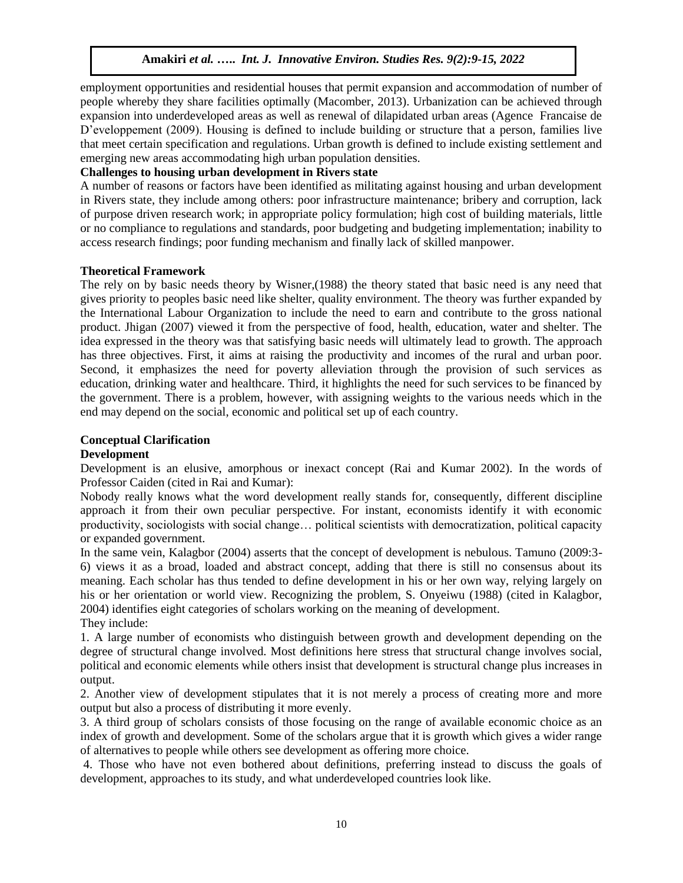employment opportunities and residential houses that permit expansion and accommodation of number of people whereby they share facilities optimally (Macomber, 2013). Urbanization can be achieved through expansion into underdeveloped areas as well as renewal of dilapidated urban areas (Agence Francaise de D'eveloppement (2009). Housing is defined to include building or structure that a person, families live that meet certain specification and regulations. Urban growth is defined to include existing settlement and emerging new areas accommodating high urban population densities.

**Challenges to housing urban development in Rivers state**

A number of reasons or factors have been identified as militating against housing and urban development in Rivers state, they include among others: poor infrastructure maintenance; bribery and corruption, lack of purpose driven research work; in appropriate policy formulation; high cost of building materials, little or no compliance to regulations and standards, poor budgeting and budgeting implementation; inability to access research findings; poor funding mechanism and finally lack of skilled manpower.

**Theoretical Framework**

The rely on by basic needs theory by Wisner,(1988) the theory stated that basic need is any need that gives priority to peoples basic need like shelter, quality environment. The theory was further expanded by the International Labour Organization to include the need to earn and contribute to the gross national product. Jhigan (2007) viewed it from the perspective of food, health, education, water and shelter. The idea expressed in the theory was that satisfying basic needs will ultimately lead to growth. The approach has three objectives. First, it aims at raising the productivity and incomes of the rural and urban poor. Second, it emphasizes the need for poverty alleviation through the provision of such services as education, drinking water and healthcare. Third, it highlights the need for such services to be financed by the government. There is a problem, however, with assigning weights to the various needs which in the end may depend on the social, economic and political set up of each country.

**Conceptual Clarification**

**Development**

Development is an elusive, amorphous or inexact concept (Rai and Kumar 2002). In the words of Professor Caiden (cited in Rai and Kumar):

Nobody really knows what the word development really stands for, consequently, different discipline approach it from their own peculiar perspective. For instant, economists identify it with economic productivity, sociologists with social change… political scientists with democratization, political capacity or expanded government.

In the same vein, Kalagbor (2004) asserts that the concept of development is nebulous. Tamuno (2009:3-6) views it as a broad, loaded and abstract concept, adding that there is still no consensus about its meaning. Each scholar has thus tended to define development in his or her own way, relying largely on his or her orientation or world view. Recognizing the problem, S. Onyeiwu (1988) (cited in Kalagbor, 2004) identifies eight categories of scholars working on the meaning of development.

They include:

1. A large number of economists who distinguish between growth and development depending on the degree of structural change involved. Most definitions here stress that structural change involves social, political and economic elements while others insist that development is structural change plus increases in output.

2. Another view of development stipulates that it is not merely a process of creating more and more output but also a process of distributing it more evenly.

3. A third group of scholars consists of those focusing on the range of available economic choice as an index of growth and development. Some of the scholars argue that it is growth which gives a wider range of alternatives to people while others see development as offering more choice.

4. Those who have not even bothered about definitions, preferring instead to discuss the goals of development, approaches to its study, and what underdeveloped countries look like.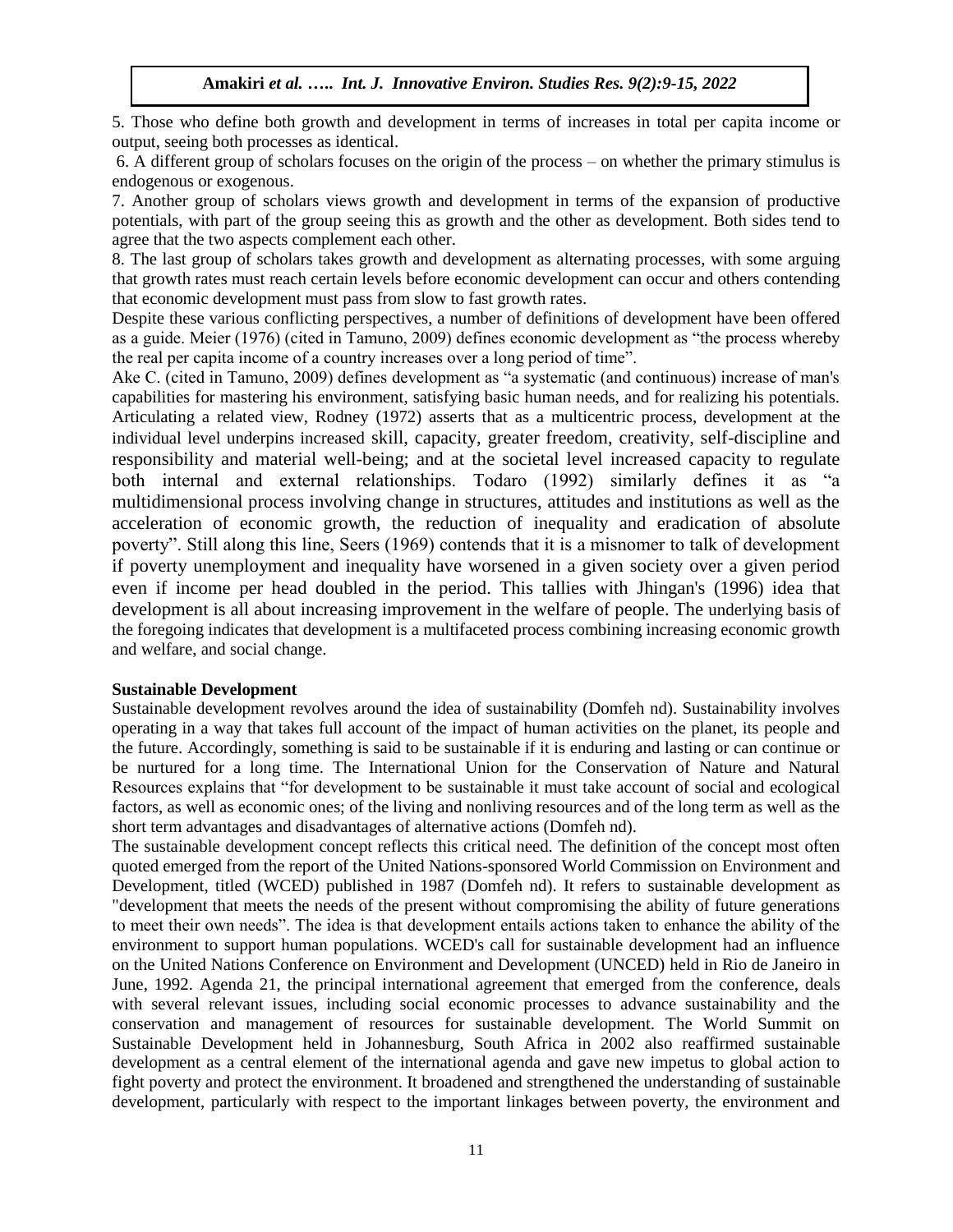5. Those who define both growth and development in terms of increases in total per capita income or output, seeing both processes as identical.

6. A different group of scholars focuses on the origin of the process – on whether the primary stimulus is endogenous or exogenous.

7. Another group of scholars views growth and development in terms of the expansion of productive potentials, with part of the group seeing this as growth and the other as development. Both sides tend to agree that the two aspects complement each other.

8. The last group of scholars takes growth and development as alternating processes, with some arguing that growth rates must reach certain levels before economic development can occur and others contending that economic development must pass from slow to fast growth rates.

Despite these various conflicting perspectives, a number of definitions of development have been offered as a guide. Meier (1976) (cited in Tamuno, 2009) defines economic development as "the process whereby the real per capita income of a country increases over a long period of time".

Ake C. (cited in Tamuno, 2009) defines development as "a systematic (and continuous) increase of man's capabilities for mastering his environment, satisfying basic human needs, and for realizing his potentials. Articulating a related view, Rodney (1972) asserts that as a multicentric process, development at the individual level underpins increased skill, capacity, greater freedom, creativity, self-discipline and responsibility and material well-being; and at the societal level increased capacity to regulate both internal and external relationships. Todaro (1992) similarly defines it as "a multidimensional process involving change in structures, attitudes and institutions as well as the acceleration of economic growth, the reduction of inequality and eradication of absolute poverty". Still along this line, Seers (1969) contends that it is a misnomer to talk of development if poverty unemployment and inequality have worsened in a given society over a given period even if income per head doubled in the period. This tallies with Jhingan's (1996) idea that development is all about increasing improvement in the welfare of people. The underlying basis of the foregoing indicates that development is a multifaceted process combining increasing economic growth and welfare, and social change.

**Sustainable Development**

Sustainable development revolves around the idea of sustainability (Domfeh nd). Sustainability involves operating in a way that takes full account of the impact of human activities on the planet, its people and the future. Accordingly, something is said to be sustainable if it is enduring and lasting or can continue or be nurtured for a long time. The International Union for the Conservation of Nature and Natural Resources explains that "for development to be sustainable it must take account of social and ecological factors, as well as economic ones; of the living and nonliving resources and of the long term as well as the short term advantages and disadvantages of alternative actions (Domfeh nd).

The sustainable development concept reflects this critical need. The definition of the concept most often quoted emerged from the report of the United Nations-sponsored World Commission on Environment and Development, titled (WCED) published in 1987 (Domfeh nd). It refers to sustainable development as "development that meets the needs of the present without compromising the ability of future generations to meet their own needs". The idea is that development entails actions taken to enhance the ability of the environment to support human populations. WCED's call for sustainable development had an influence on the United Nations Conference on Environment and Development (UNCED) held in Rio de Janeiro in June, 1992. Agenda 21, the principal international agreement that emerged from the conference, deals with several relevant issues, including social economic processes to advance sustainability and the conservation and management of resources for sustainable development. The World Summit on Sustainable Development held in Johannesburg, South Africa in 2002 also reaffirmed sustainable development as a central element of the international agenda and gave new impetus to global action to fight poverty and protect the environment. It broadened and strengthened the understanding of sustainable development, particularly with respect to the important linkages between poverty, the environment and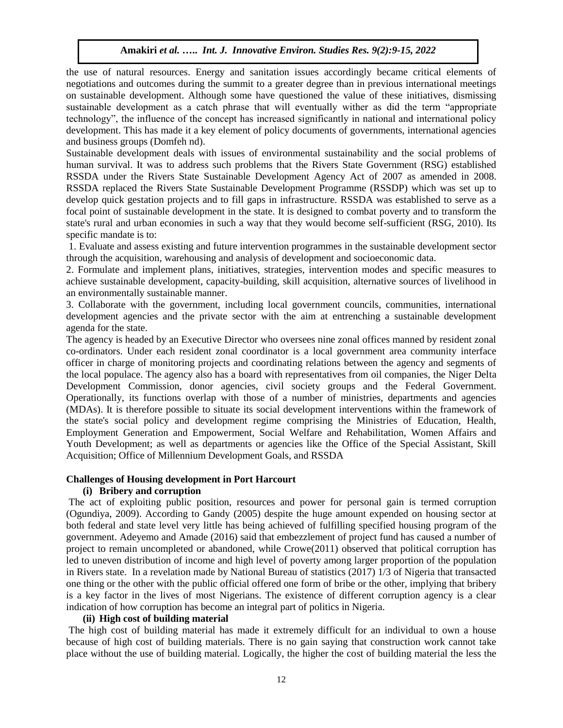the use of natural resources. Energy and sanitation issues accordingly became critical elements of negotiations and outcomes during the summit to a greater degree than in previous international meetings on sustainable development. Although some have questioned the value of these initiatives, dismissing sustainable development as a catch phrase that will eventually wither as did the term "appropriate technology", the influence of the concept has increased significantly in national and international policy development. This has made it a key element of policy documents of governments, international agencies and business groups (Domfeh nd).

Sustainable development deals with issues of environmental sustainability and the social problems of human survival. It was to address such problems that the Rivers State Government (RSG) established RSSDA under the Rivers State Sustainable Development Agency Act of 2007 as amended in 2008. RSSDA replaced the Rivers State Sustainable Development Programme (RSSDP) which was set up to develop quick gestation projects and to fill gaps in infrastructure. RSSDA was established to serve as a focal point of sustainable development in the state. It is designed to combat poverty and to transform the state's rural and urban economies in such a way that they would become self-sufficient (RSG, 2010). Its specific mandate is to:

1. Evaluate and assess existing and future intervention programmes in the sustainable development sector through the acquisition, warehousing and analysis of development and socioeconomic data.
2. Formulate and implement plans, initiatives, strategies, intervention modes and specific measures to achieve sustainable development, capacity-building, skill acquisition, alternative sources of livelihood in an environmentally sustainable manner.
3. Collaborate with the government, including local government councils, communities, international development agencies and the private sector with the aim at entrenching a sustainable development agenda for the state.

The agency is headed by an Executive Director who oversees nine zonal offices manned by resident zonal co-ordinators. Under each resident zonal coordinator is a local government area community interface officer in charge of monitoring projects and coordinating relations between the agency and segments of the local populace. The agency also has a board with representatives from oil companies, the Niger Delta Development Commission, donor agencies, civil society groups and the Federal Government. Operationally, its functions overlap with those of a number of ministries, departments and agencies (MDAs). It is therefore possible to situate its social development interventions within the framework of the state's social policy and development regime comprising the Ministries of Education, Health, Employment Generation and Empowerment, Social Welfare and Rehabilitation, Women Affairs and Youth Development; as well as departments or agencies like the Office of the Special Assistant, Skill Acquisition; Office of Millennium Development Goals, and RSSDA

## Challenges of Housing development in Port Harcourt

### (i) Bribery and corruption

The act of exploiting public position, resources and power for personal gain is termed corruption (Ogundiya, 2009). According to Gandy (2005) despite the huge amount expended on housing sector at both federal and state level very little has being achieved of fulfilling specified housing program of the government. Adeyemo and Amade (2016) said that embezzlement of project fund has caused a number of project to remain uncompleted or abandoned, while Crowe(2011) observed that political corruption has led to uneven distribution of income and high level of poverty among larger proportion of the population in Rivers state. In a revelation made by National Bureau of statistics (2017) 1/3 of Nigeria that transacted one thing or the other with the public official offered one form of bribe or the other, implying that bribery is a key factor in the lives of most Nigerians. The existence of different corruption agency is a clear indication of how corruption has become an integral part of politics in Nigeria.

### (ii) High cost of building material

The high cost of building material has made it extremely difficult for an individual to own a house because of high cost of building materials. There is no gain saying that construction work cannot take place without the use of building material. Logically, the higher the cost of building material the less the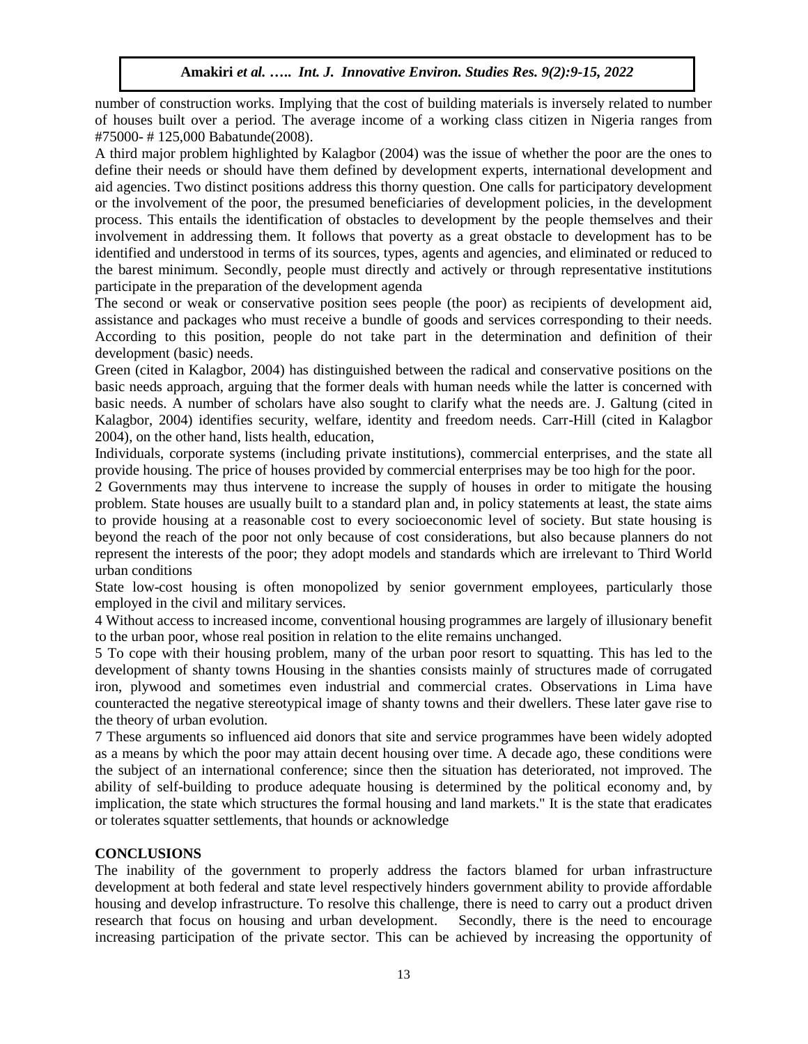number of construction works. Implying that the cost of building materials is inversely related to number of houses built over a period. The average income of a working class citizen in Nigeria ranges from #75000- # 125,000 Babatunde(2008).

A third major problem highlighted by Kalagbor (2004) was the issue of whether the poor are the ones to define their needs or should have them defined by development experts, international development and aid agencies. Two distinct positions address this thorny question. One calls for participatory development or the involvement of the poor, the presumed beneficiaries of development policies, in the development process. This entails the identification of obstacles to development by the people themselves and their involvement in addressing them. It follows that poverty as a great obstacle to development has to be identified and understood in terms of its sources, types, agents and agencies, and eliminated or reduced to the barest minimum. Secondly, people must directly and actively or through representative institutions participate in the preparation of the development agenda

The second or weak or conservative position sees people (the poor) as recipients of development aid, assistance and packages who must receive a bundle of goods and services corresponding to their needs. According to this position, people do not take part in the determination and definition of their development (basic) needs.

Green (cited in Kalagbor, 2004) has distinguished between the radical and conservative positions on the basic needs approach, arguing that the former deals with human needs while the latter is concerned with basic needs. A number of scholars have also sought to clarify what the needs are. J. Galtung (cited in Kalagbor, 2004) identifies security, welfare, identity and freedom needs. Carr-Hill (cited in Kalagbor 2004), on the other hand, lists health, education,

Individuals, corporate systems (including private institutions), commercial enterprises, and the state all provide housing. The price of houses provided by commercial enterprises may be too high for the poor.

2 Governments may thus intervene to increase the supply of houses in order to mitigate the housing problem. State houses are usually built to a standard plan and, in policy statements at least, the state aims to provide housing at a reasonable cost to every socioeconomic level of society. But state housing is beyond the reach of the poor not only because of cost considerations, but also because planners do not represent the interests of the poor; they adopt models and standards which are irrelevant to Third World urban conditions

State low-cost housing is often monopolized by senior government employees, particularly those employed in the civil and military services.

4 Without access to increased income, conventional housing programmes are largely of illusionary benefit to the urban poor, whose real position in relation to the elite remains unchanged.

5 To cope with their housing problem, many of the urban poor resort to squatting. This has led to the development of shanty towns Housing in the shanties consists mainly of structures made of corrugated iron, plywood and sometimes even industrial and commercial crates. Observations in Lima have counteracted the negative stereotypical image of shanty towns and their dwellers. These later gave rise to the theory of urban evolution.

7 These arguments so influenced aid donors that site and service programmes have been widely adopted as a means by which the poor may attain decent housing over time. A decade ago, these conditions were the subject of an international conference; since then the situation has deteriorated, not improved. The ability of self-building to produce adequate housing is determined by the political economy and, by implication, the state which structures the formal housing and land markets." It is the state that eradicates or tolerates squatter settlements, that hounds or acknowledge

## CONCLUSIONS

The inability of the government to properly address the factors blamed for urban infrastructure development at both federal and state level respectively hinders government ability to provide affordable housing and develop infrastructure. To resolve this challenge, there is need to carry out a product driven research that focus on housing and urban development. Secondly, there is the need to encourage increasing participation of the private sector. This can be achieved by increasing the opportunity of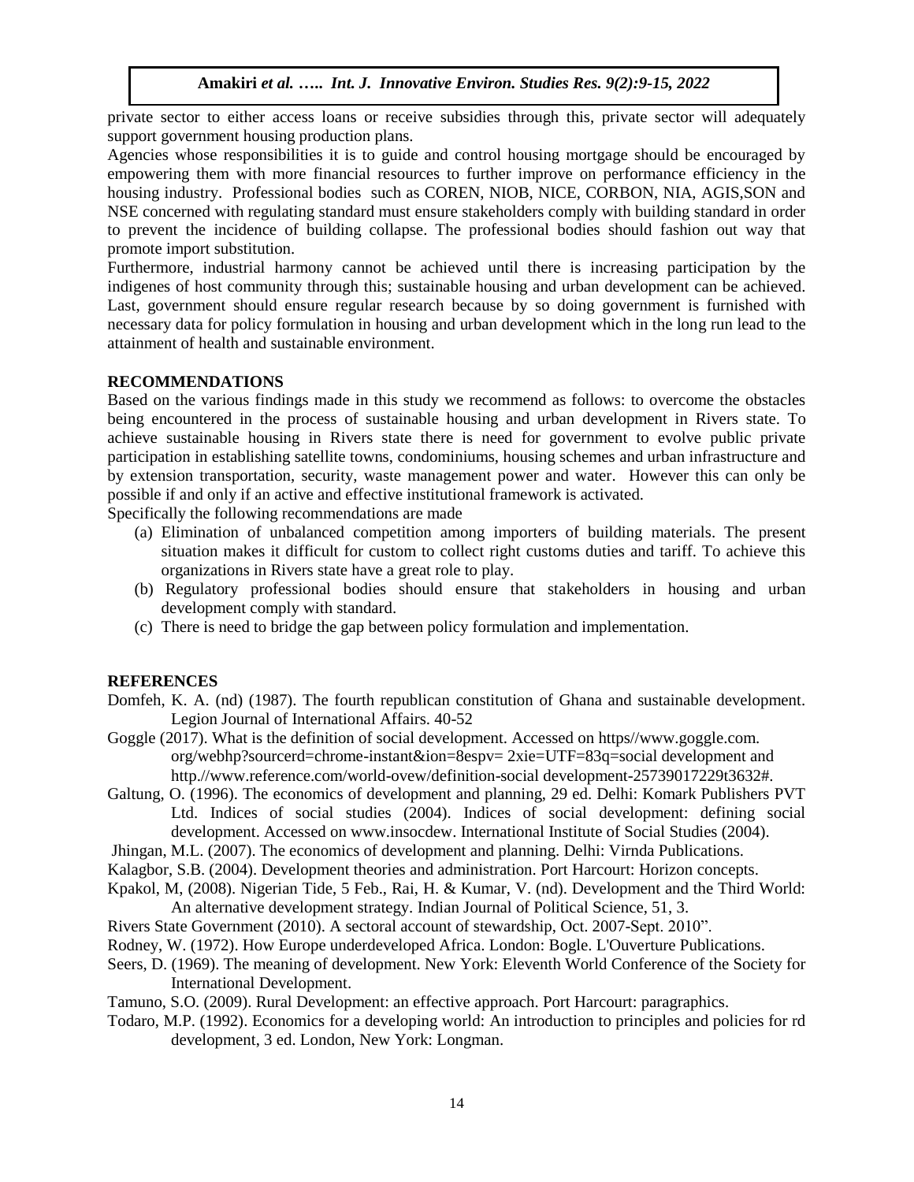private sector to either access loans or receive subsidies through this, private sector will adequately support government housing production plans.

Agencies whose responsibilities it is to guide and control housing mortgage should be encouraged by empowering them with more financial resources to further improve on performance efficiency in the housing industry. Professional bodies such as COREN, NIOB, NICE, CORBON, NIA, AGIS,SON and NSE concerned with regulating standard must ensure stakeholders comply with building standard in order to prevent the incidence of building collapse. The professional bodies should fashion out way that promote import substitution.

Furthermore, industrial harmony cannot be achieved until there is increasing participation by the indigenes of host community through this; sustainable housing and urban development can be achieved. Last, government should ensure regular research because by so doing government is furnished with necessary data for policy formulation in housing and urban development which in the long run lead to the attainment of health and sustainable environment.

## RECOMMENDATIONS

Based on the various findings made in this study we recommend as follows: to overcome the obstacles being encountered in the process of sustainable housing and urban development in Rivers state. To achieve sustainable housing in Rivers state there is need for government to evolve public private participation in establishing satellite towns, condominiums, housing schemes and urban infrastructure and by extension transportation, security, waste management power and water. However this can only be possible if and only if an active and effective institutional framework is activated.

Specifically the following recommendations are made

(a) Elimination of unbalanced competition among importers of building materials. The present situation makes it difficult for custom to collect right customs duties and tariff. To achieve this organizations in Rivers state have a great role to play.

(b) Regulatory professional bodies should ensure that stakeholders in housing and urban development comply with standard.

(c) There is need to bridge the gap between policy formulation and implementation.

## REFERENCES

Domfeh, K. A. (nd) (1987). The fourth republican constitution of Ghana and sustainable development. Legion Journal of International Affairs. 40-52

Goggle (2017). What is the definition of social development. Accessed on https//www.goggle.com. org/webhp?sourcerd=chrome-instant&ion=8espv= 2xie=UTF=83q=social development and http.//www.reference.com/world-ovew/definition-social development-25739017229t3632#.

Galtung, O. (1996). The economics of development and planning, 29 ed. Delhi: Komark Publishers PVT Ltd. Indices of social studies (2004). Indices of social development: defining social development. Accessed on www.insocdew. International Institute of Social Studies (2004).

Jhingan, M.L. (2007). The economics of development and planning. Delhi: Virnda Publications.

Kalagbor, S.B. (2004). Development theories and administration. Port Harcourt: Horizon concepts.

Kpakol, M, (2008). Nigerian Tide, 5 Feb., Rai, H. & Kumar, V. (nd). Development and the Third World: An alternative development strategy. Indian Journal of Political Science, 51, 3.

Rivers State Government (2010). A sectoral account of stewardship, Oct. 2007-Sept. 2010".

Rodney, W. (1972). How Europe underdeveloped Africa. London: Bogle. L'Ouverture Publications.

Seers, D. (1969). The meaning of development. New York: Eleventh World Conference of the Society for International Development.

Tamuno, S.O. (2009). Rural Development: an effective approach. Port Harcourt: paragraphics.

Todaro, M.P. (1992). Economics for a developing world: An introduction to principles and policies for rd development, 3 ed. London, New York: Longman.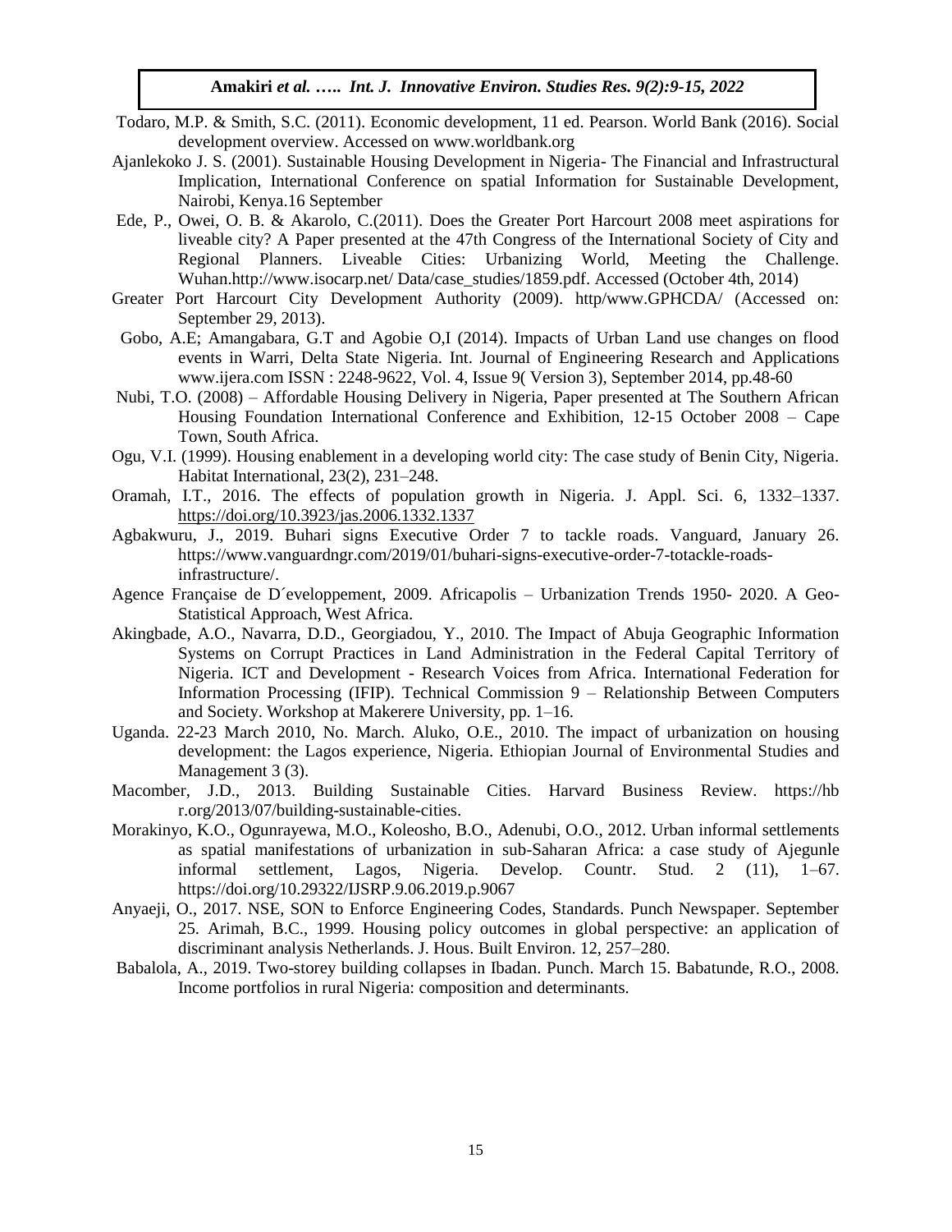Todaro, M.P. & Smith, S.C. (2011). Economic development, 11 ed. Pearson. World Bank (2016). Social development overview. Accessed on www.worldbank.org

Ajanlekoko J. S. (2001). Sustainable Housing Development in Nigeria- The Financial and Infrastructural Implication, International Conference on spatial Information for Sustainable Development, Nairobi, Kenya.16 September

Ede, P., Owei, O. B. & Akarolo, C.(2011). Does the Greater Port Harcourt 2008 meet aspirations for liveable city? A Paper presented at the 47th Congress of the International Society of City and Regional Planners. Liveable Cities: Urbanizing World, Meeting the Challenge. Wuhan.http://www.isocarp.net/ Data/case_studies/1859.pdf. Accessed (October 4th, 2014)

Greater Port Harcourt City Development Authority (2009). http/www.GPHCDA/ (Accessed on: September 29, 2013).

Gobo, A.E; Amangabara, G.T and Agobie O,I (2014). Impacts of Urban Land use changes on flood events in Warri, Delta State Nigeria. Int. Journal of Engineering Research and Applications www.ijera.com ISSN : 2248-9622, Vol. 4, Issue 9( Version 3), September 2014, pp.48-60

Nubi, T.O. (2008) – Affordable Housing Delivery in Nigeria, Paper presented at The Southern African Housing Foundation International Conference and Exhibition, 12-15 October 2008 – Cape Town, South Africa.

Ogu, V.I. (1999). Housing enablement in a developing world city: The case study of Benin City, Nigeria. Habitat International, 23(2), 231–248.

Oramah, I.T., 2016. The effects of population growth in Nigeria. J. Appl. Sci. 6, 1332–1337. https://doi.org/10.3923/jas.2006.1332.1337

Agbakwuru, J., 2019. Buhari signs Executive Order 7 to tackle roads. Vanguard, January 26. https://www.vanguardngr.com/2019/01/buhari-signs-executive-order-7-totackle-roads-infrastructure/.

Agence Française de D´eveloppement, 2009. Africapolis – Urbanization Trends 1950- 2020. A Geo-Statistical Approach, West Africa.

Akingbade, A.O., Navarra, D.D., Georgiadou, Y., 2010. The Impact of Abuja Geographic Information Systems on Corrupt Practices in Land Administration in the Federal Capital Territory of Nigeria. ICT and Development - Research Voices from Africa. International Federation for Information Processing (IFIP). Technical Commission 9 – Relationship Between Computers and Society. Workshop at Makerere University, pp. 1–16.

Uganda. 22-23 March 2010, No. March. Aluko, O.E., 2010. The impact of urbanization on housing development: the Lagos experience, Nigeria. Ethiopian Journal of Environmental Studies and Management 3 (3).

Macomber, J.D., 2013. Building Sustainable Cities. Harvard Business Review. https://hb r.org/2013/07/building-sustainable-cities.

Morakinyo, K.O., Ogunrayewa, M.O., Koleosho, B.O., Adenubi, O.O., 2012. Urban informal settlements as spatial manifestations of urbanization in sub-Saharan Africa: a case study of Ajegunle informal settlement, Lagos, Nigeria. Develop. Countr. Stud. 2 (11), 1–67. https://doi.org/10.29322/IJSRP.9.06.2019.p.9067

Anyaeji, O., 2017. NSE, SON to Enforce Engineering Codes, Standards. Punch Newspaper. September 25. Arimah, B.C., 1999. Housing policy outcomes in global perspective: an application of discriminant analysis Netherlands. J. Hous. Built Environ. 12, 257–280.

Babalola, A., 2019. Two-storey building collapses in Ibadan. Punch. March 15. Babatunde, R.O., 2008. Income portfolios in rural Nigeria: composition and determinants.